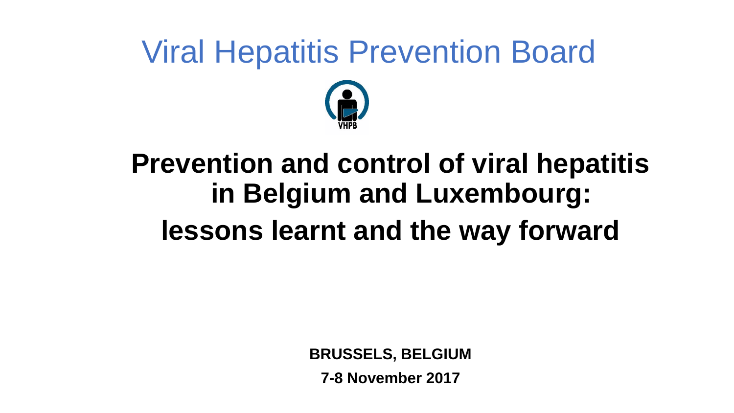# Viral Hepatitis Prevention Board

VHPB

## Prevention and control of viral hepatitis in Belgium and Luxembourg:

## lessons learnt and the way forward

**BRUSSELS, BELGIUM**

**7-8 November 2017**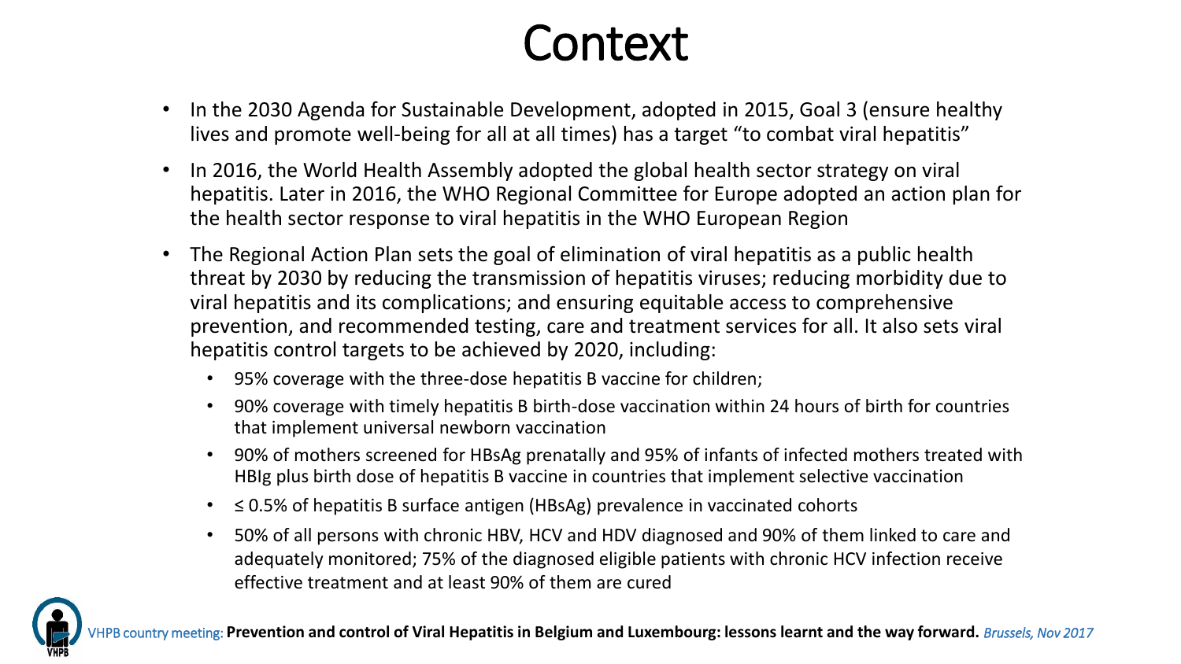# Context

- In the 2030 Agenda for Sustainable Development, adopted in 2015, Goal 3 (ensure healthy lives and promote well-being for all at all times) has a target "to combat viral hepatitis"
- In 2016, the World Health Assembly adopted the global health sector strategy on viral hepatitis. Later in 2016, the WHO Regional Committee for Europe adopted an action plan for the health sector response to viral hepatitis in the WHO European Region
- The Regional Action Plan sets the goal of elimination of viral hepatitis as a public health threat by 2030 by reducing the transmission of hepatitis viruses; reducing morbidity due to viral hepatitis and its complications; and ensuring equitable access to comprehensive prevention, and recommended testing, care and treatment services for all. It also sets viral hepatitis control targets to be achieved by 2020, including:
  - 95% coverage with the three-dose hepatitis B vaccine for children;
  - 90% coverage with timely hepatitis B birth-dose vaccination within 24 hours of birth for countries that implement universal newborn vaccination
  - 90% of mothers screened for HBsAg prenatally and 95% of infants of infected mothers treated with HBIg plus birth dose of hepatitis B vaccine in countries that implement selective vaccination
  - ≤ 0.5% of hepatitis B surface antigen (HBsAg) prevalence in vaccinated cohorts
  - 50% of all persons with chronic HBV, HCV and HDV diagnosed and 90% of them linked to care and adequately monitored; 75% of the diagnosed eligible patients with chronic HCV infection receive effective treatment and at least 90% of them are cured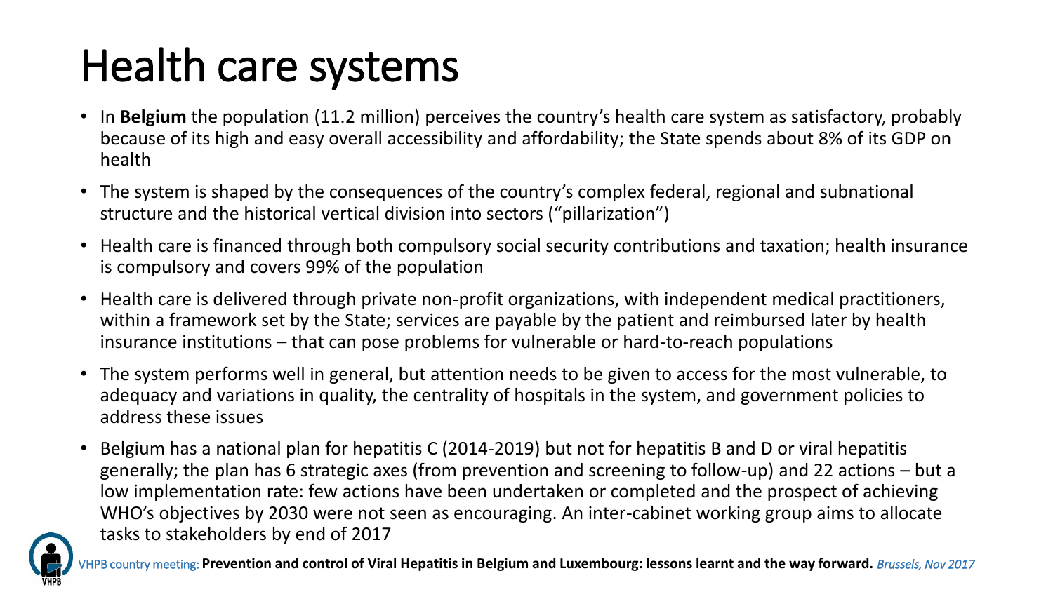# Health care systems

- In **Belgium** the population (11.2 million) perceives the country's health care system as satisfactory, probably because of its high and easy overall accessibility and affordability; the State spends about 8% of its GDP on health
- The system is shaped by the consequences of the country's complex federal, regional and subnational structure and the historical vertical division into sectors ("pillarization")
- Health care is financed through both compulsory social security contributions and taxation; health insurance is compulsory and covers 99% of the population
- Health care is delivered through private non-profit organizations, with independent medical practitioners, within a framework set by the State; services are payable by the patient and reimbursed later by health insurance institutions – that can pose problems for vulnerable or hard-to-reach populations
- The system performs well in general, but attention needs to be given to access for the most vulnerable, to adequacy and variations in quality, the centrality of hospitals in the system, and government policies to address these issues
- Belgium has a national plan for hepatitis C (2014-2019) but not for hepatitis B and D or viral hepatitis generally; the plan has 6 strategic axes (from prevention and screening to follow-up) and 22 actions – but a low implementation rate: few actions have been undertaken or completed and the prospect of achieving WHO's objectives by 2030 were not seen as encouraging. An inter-cabinet working group aims to allocate tasks to stakeholders by end of 2017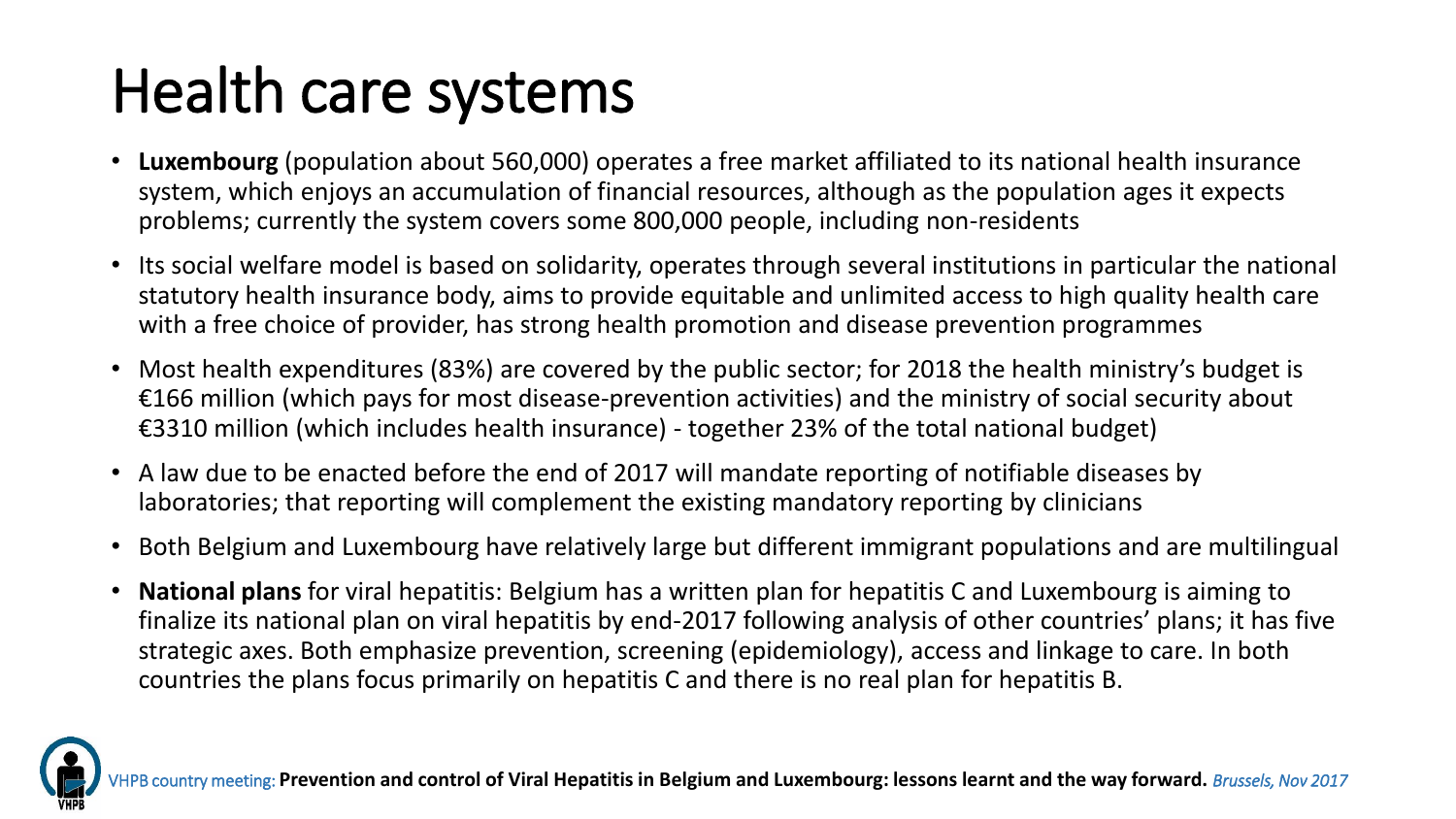# Health care systems

- **Luxembourg** (population about 560,000) operates a free market affiliated to its national health insurance system, which enjoys an accumulation of financial resources, although as the population ages it expects problems; currently the system covers some 800,000 people, including non-residents
- Its social welfare model is based on solidarity, operates through several institutions in particular the national statutory health insurance body, aims to provide equitable and unlimited access to high quality health care with a free choice of provider, has strong health promotion and disease prevention programmes
- Most health expenditures (83%) are covered by the public sector; for 2018 the health ministry's budget is €166 million (which pays for most disease-prevention activities) and the ministry of social security about €3310 million (which includes health insurance) - together 23% of the total national budget)
- A law due to be enacted before the end of 2017 will mandate reporting of notifiable diseases by laboratories; that reporting will complement the existing mandatory reporting by clinicians
- Both Belgium and Luxembourg have relatively large but different immigrant populations and are multilingual
- **National plans** for viral hepatitis: Belgium has a written plan for hepatitis C and Luxembourg is aiming to finalize its national plan on viral hepatitis by end-2017 following analysis of other countries' plans; it has five strategic axes. Both emphasize prevention, screening (epidemiology), access and linkage to care. In both countries the plans focus primarily on hepatitis C and there is no real plan for hepatitis B.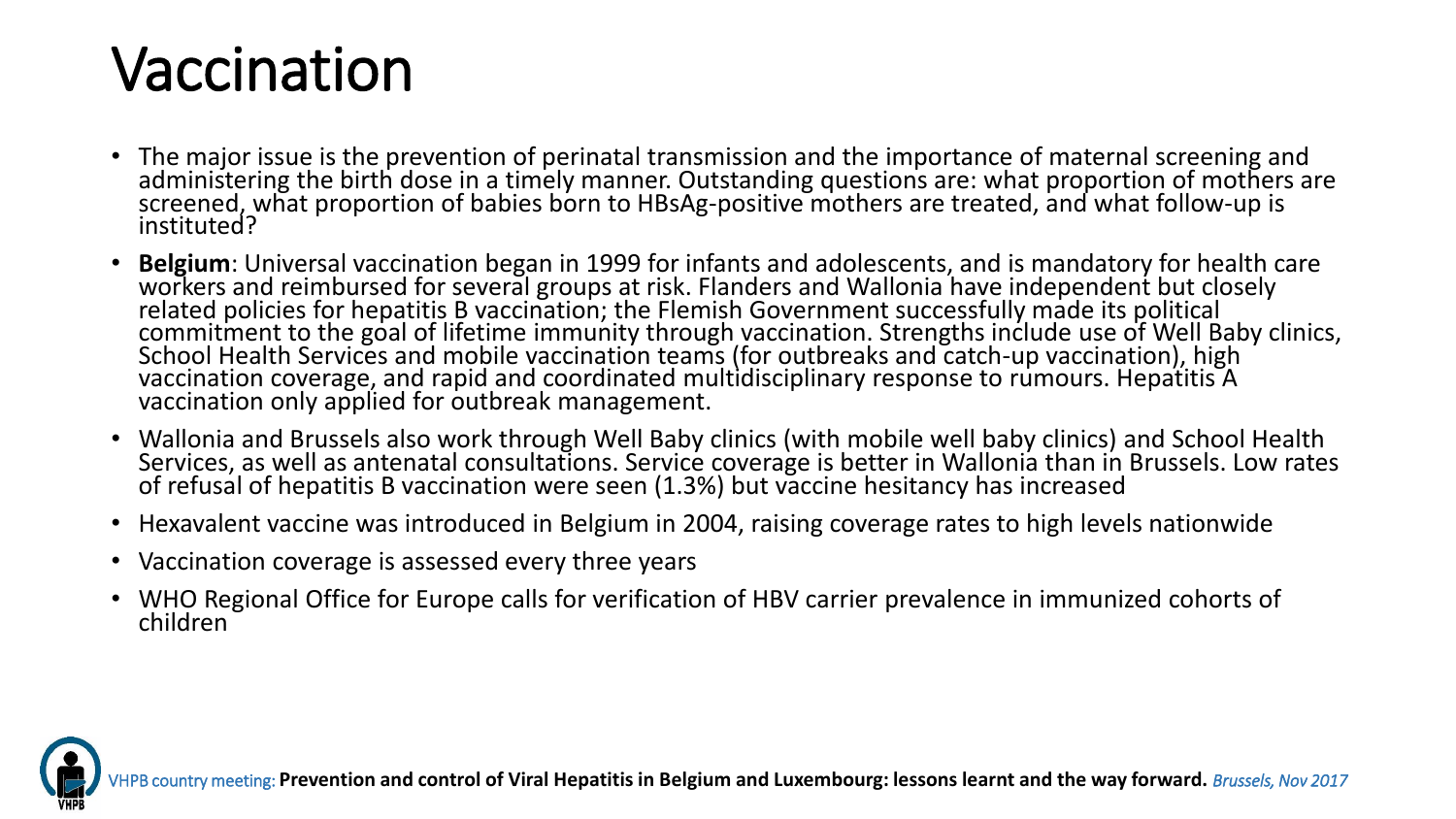# Vaccination

- The major issue is the prevention of perinatal transmission and the importance of maternal screening and administering the birth dose in a timely manner. Outstanding questions are: what proportion of mothers are screened, what proportion of babies born to HBsAg-positive mothers are treated, and what follow-up is instituted?
- **Belgium**: Universal vaccination began in 1999 for infants and adolescents, and is mandatory for health care workers and reimbursed for several groups at risk. Flanders and Wallonia have independent but closely related policies for hepatitis B vaccination; the Flemish Government successfully made its political commitment to the goal of lifetime immunity through vaccination. Strengths include use of Well Baby clinics, School Health Services and mobile vaccination teams (for outbreaks and catch-up vaccination), high vaccination coverage, and rapid and coordinated multidisciplinary response to rumours. Hepatitis A vaccination only applied for outbreak management.
- Wallonia and Brussels also work through Well Baby clinics (with mobile well baby clinics) and School Health Services, as well as antenatal consultations. Service coverage is better in Wallonia than in Brussels. Low rates of refusal of hepatitis B vaccination were seen (1.3%) but vaccine hesitancy has increased
- Hexavalent vaccine was introduced in Belgium in 2004, raising coverage rates to high levels nationwide
- Vaccination coverage is assessed every three years
- WHO Regional Office for Europe calls for verification of HBV carrier prevalence in immunized cohorts of children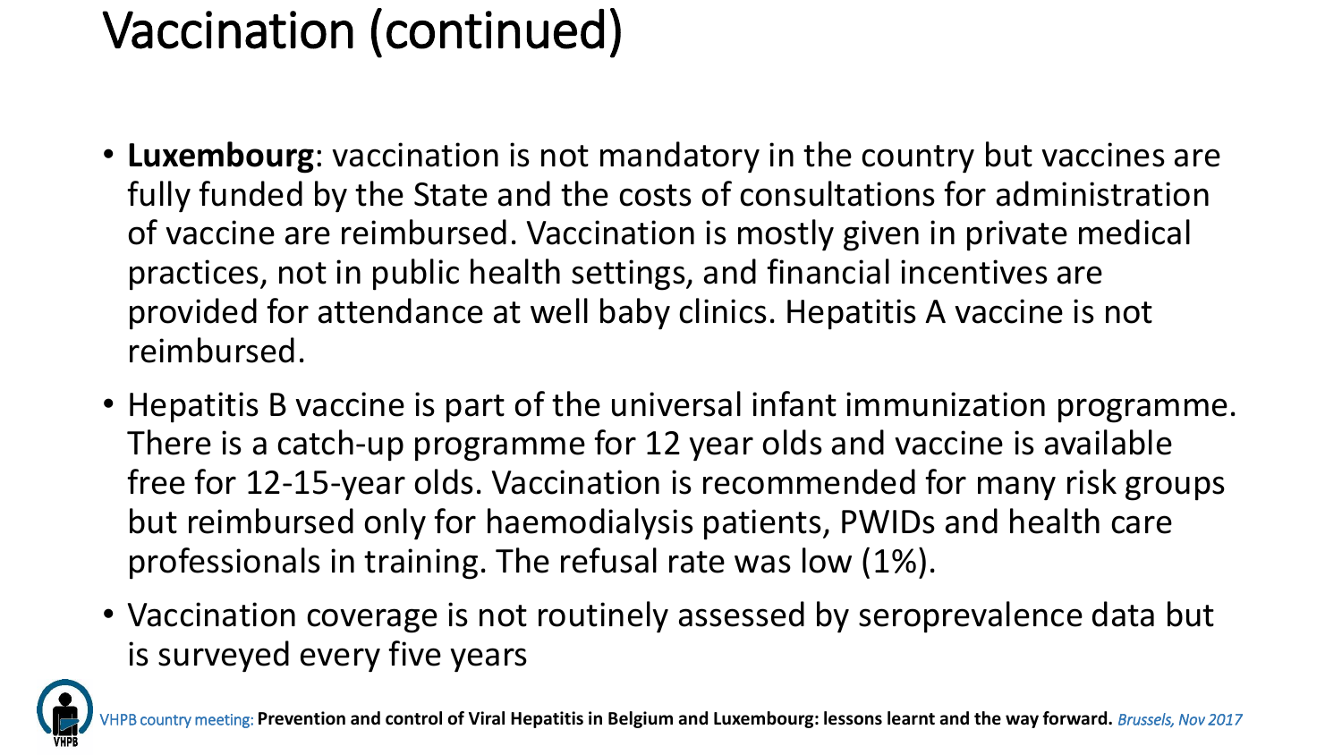# Vaccination (continued)

- **Luxembourg**: vaccination is not mandatory in the country but vaccines are fully funded by the State and the costs of consultations for administration of vaccine are reimbursed. Vaccination is mostly given in private medical practices, not in public health settings, and financial incentives are provided for attendance at well baby clinics. Hepatitis A vaccine is not reimbursed.
- Hepatitis B vaccine is part of the universal infant immunization programme. There is a catch-up programme for 12 year olds and vaccine is available free for 12-15-year olds. Vaccination is recommended for many risk groups but reimbursed only for haemodialysis patients, PWIDs and health care professionals in training. The refusal rate was low (1%).
- Vaccination coverage is not routinely assessed by seroprevalence data but is surveyed every five years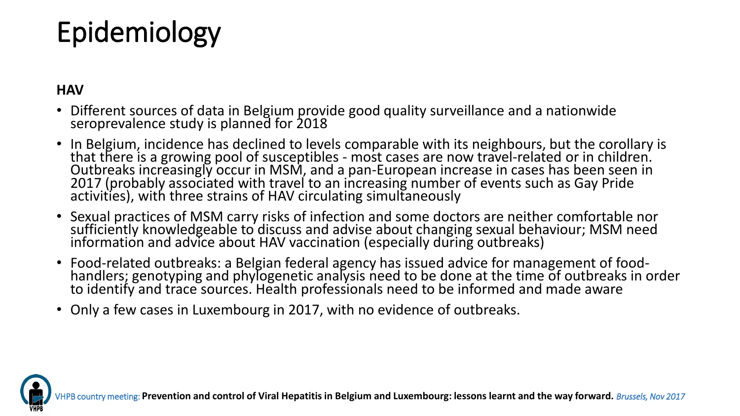# Epidemiology

**HAV**

- Different sources of data in Belgium provide good quality surveillance and a nationwide seroprevalence study is planned for 2018
- In Belgium, incidence has declined to levels comparable with its neighbours, but the corollary is that there is a growing pool of susceptibles - most cases are now travel-related or in children. Outbreaks increasingly occur in MSM, and a pan-European increase in cases has been seen in 2017 (probably associated with travel to an increasing number of events such as Gay Pride activities), with three strains of HAV circulating simultaneously
- Sexual practices of MSM carry risks of infection and some doctors are neither comfortable nor sufficiently knowledgeable to discuss and advise about changing sexual behaviour; MSM need information and advice about HAV vaccination (especially during outbreaks)
- Food-related outbreaks: a Belgian federal agency has issued advice for management of food-handlers; genotyping and phylogenetic analysis need to be done at the time of outbreaks in order to identify and trace sources. Health professionals need to be informed and made aware
- Only a few cases in Luxembourg in 2017, with no evidence of outbreaks.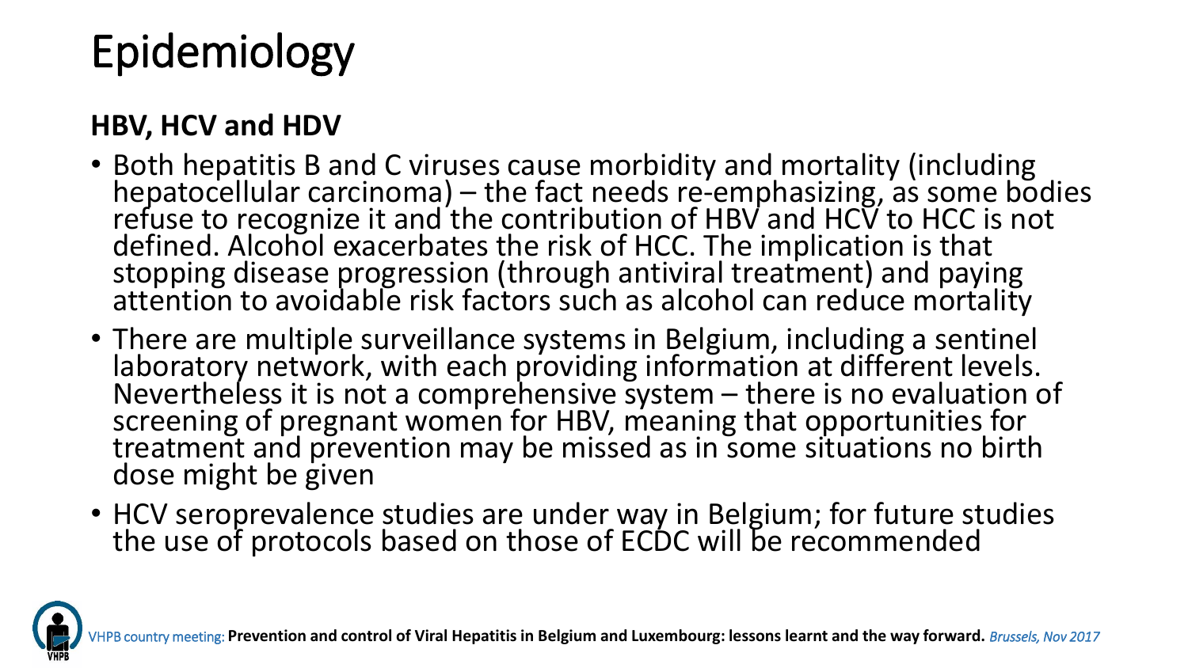# Epidemiology

## HBV, HCV and HDV

- Both hepatitis B and C viruses cause morbidity and mortality (including hepatocellular carcinoma) – the fact needs re-emphasizing, as some bodies refuse to recognize it and the contribution of HBV and HCV to HCC is not defined. Alcohol exacerbates the risk of HCC. The implication is that stopping disease progression (through antiviral treatment) and paying attention to avoidable risk factors such as alcohol can reduce mortality
- There are multiple surveillance systems in Belgium, including a sentinel laboratory network, with each providing information at different levels. Nevertheless it is not a comprehensive system – there is no evaluation of screening of pregnant women for HBV, meaning that opportunities for treatment and prevention may be missed as in some situations no birth dose might be given
- HCV seroprevalence studies are under way in Belgium; for future studies the use of protocols based on those of ECDC will be recommended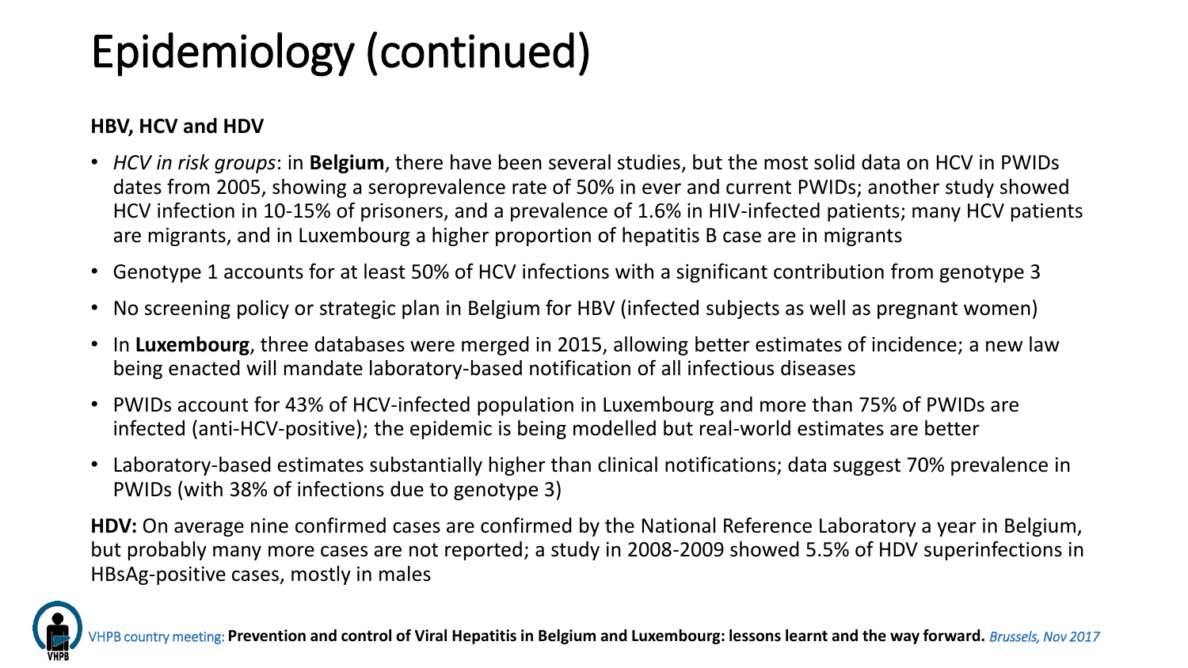# Epidemiology (continued)

**HBV, HCV and HDV**

- *HCV in risk groups*: in **Belgium**, there have been several studies, but the most solid data on HCV in PWIDs dates from 2005, showing a seroprevalence rate of 50% in ever and current PWIDs; another study showed HCV infection in 10-15% of prisoners, and a prevalence of 1.6% in HIV-infected patients; many HCV patients are migrants, and in Luxembourg a higher proportion of hepatitis B case are in migrants
- Genotype 1 accounts for at least 50% of HCV infections with a significant contribution from genotype 3
- No screening policy or strategic plan in Belgium for HBV (infected subjects as well as pregnant women)
- In **Luxembourg**, three databases were merged in 2015, allowing better estimates of incidence; a new law being enacted will mandate laboratory-based notification of all infectious diseases
- PWIDs account for 43% of HCV-infected population in Luxembourg and more than 75% of PWIDs are infected (anti-HCV-positive); the epidemic is being modelled but real-world estimates are better
- Laboratory-based estimates substantially higher than clinical notifications; data suggest 70% prevalence in PWIDs (with 38% of infections due to genotype 3)

**HDV:** On average nine confirmed cases are confirmed by the National Reference Laboratory a year in Belgium, but probably many more cases are not reported; a study in 2008-2009 showed 5.5% of HDV superinfections in HBsAg-positive cases, mostly in males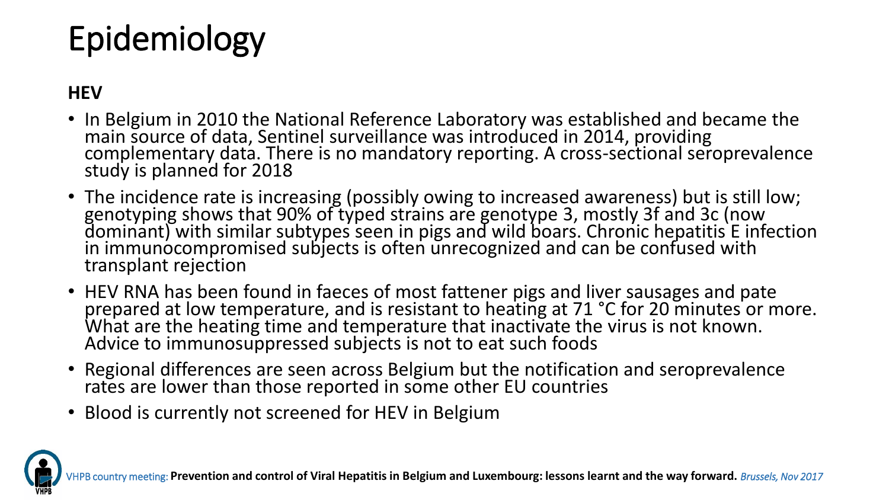# Epidemiology

**HEV**

- In Belgium in 2010 the National Reference Laboratory was established and became the main source of data, Sentinel surveillance was introduced in 2014, providing complementary data. There is no mandatory reporting. A cross-sectional seroprevalence study is planned for 2018
- The incidence rate is increasing (possibly owing to increased awareness) but is still low; genotyping shows that 90% of typed strains are genotype 3, mostly 3f and 3c (now dominant) with similar subtypes seen in pigs and wild boars. Chronic hepatitis E infection in immunocompromised subjects is often unrecognized and can be confused with transplant rejection
- HEV RNA has been found in faeces of most fattener pigs and liver sausages and pate prepared at low temperature, and is resistant to heating at 71 °C for 20 minutes or more. What are the heating time and temperature that inactivate the virus is not known. Advice to immunosuppressed subjects is not to eat such foods
- Regional differences are seen across Belgium but the notification and seroprevalence rates are lower than those reported in some other EU countries
- Blood is currently not screened for HEV in Belgium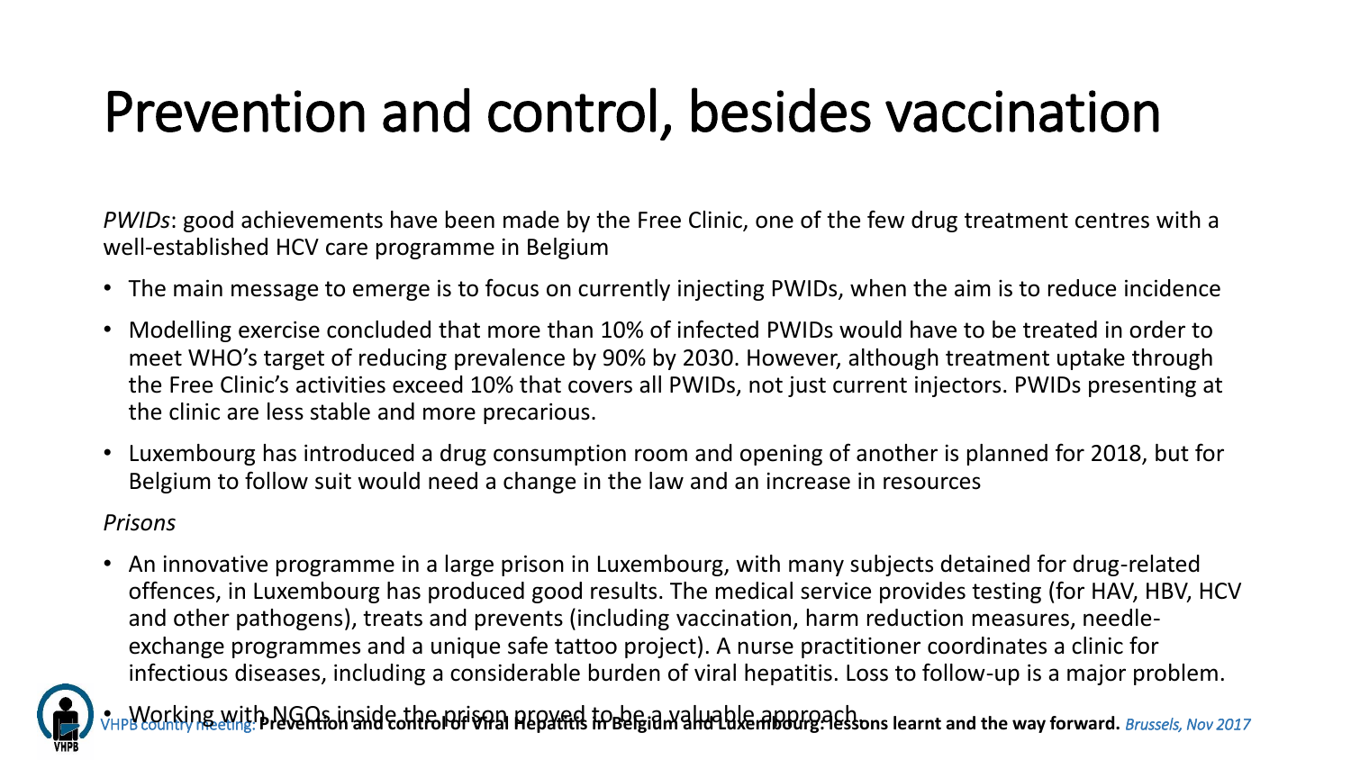# Prevention and control, besides vaccination

*PWIDs*: good achievements have been made by the Free Clinic, one of the few drug treatment centres with a well-established HCV care programme in Belgium

- The main message to emerge is to focus on currently injecting PWIDs, when the aim is to reduce incidence
- Modelling exercise concluded that more than 10% of infected PWIDs would have to be treated in order to meet WHO's target of reducing prevalence by 90% by 2030. However, although treatment uptake through the Free Clinic's activities exceed 10% that covers all PWIDs, not just current injectors. PWIDs presenting at the clinic are less stable and more precarious.
- Luxembourg has introduced a drug consumption room and opening of another is planned for 2018, but for Belgium to follow suit would need a change in the law and an increase in resources

*Prisons*

- An innovative programme in a large prison in Luxembourg, with many subjects detained for drug-related offences, in Luxembourg has produced good results. The medical service provides testing (for HAV, HBV, HCV and other pathogens), treats and prevents (including vaccination, harm reduction measures, needle-exchange programmes and a unique safe tattoo project). A nurse practitioner coordinates a clinic for infectious diseases, including a considerable burden of viral hepatitis. Loss to follow-up is a major problem.
- Working with NGOs inside the prison proved to be a valuable approach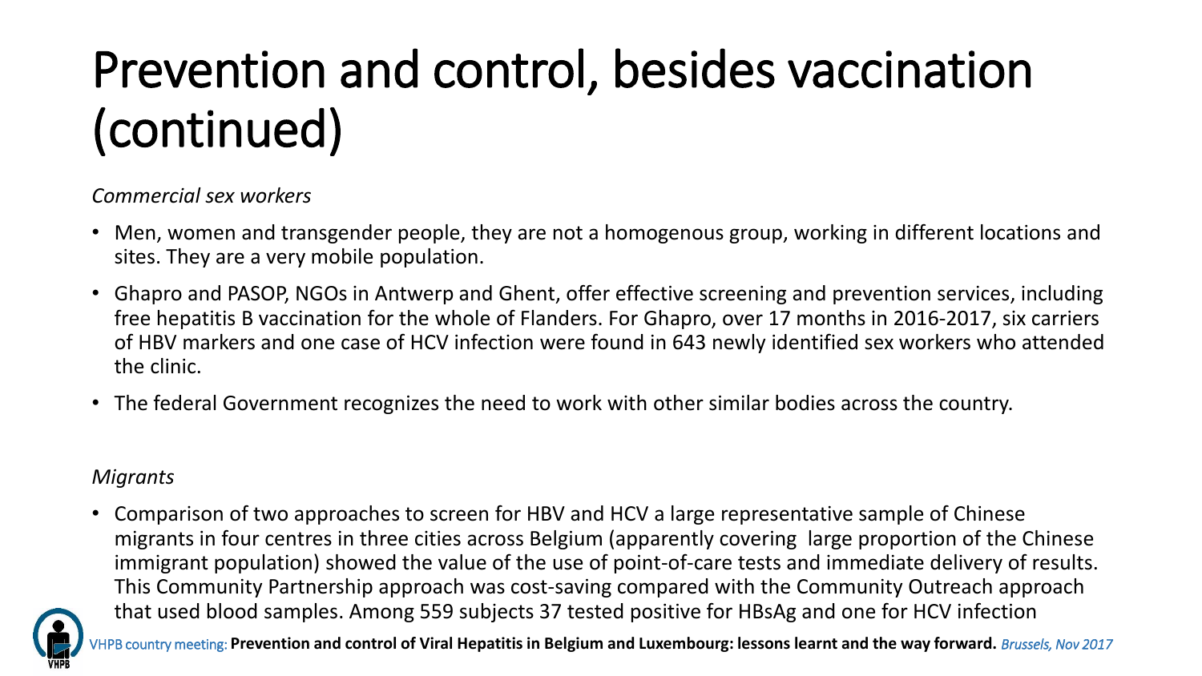# Prevention and control, besides vaccination (continued)

*Commercial sex workers*

- Men, women and transgender people, they are not a homogenous group, working in different locations and sites. They are a very mobile population.
- Ghapro and PASOP, NGOs in Antwerp and Ghent, offer effective screening and prevention services, including free hepatitis B vaccination for the whole of Flanders. For Ghapro, over 17 months in 2016-2017, six carriers of HBV markers and one case of HCV infection were found in 643 newly identified sex workers who attended the clinic.
- The federal Government recognizes the need to work with other similar bodies across the country.

*Migrants*

- Comparison of two approaches to screen for HBV and HCV a large representative sample of Chinese migrants in four centres in three cities across Belgium (apparently covering large proportion of the Chinese immigrant population) showed the value of the use of point-of-care tests and immediate delivery of results. This Community Partnership approach was cost-saving compared with the Community Outreach approach that used blood samples. Among 559 subjects 37 tested positive for HBsAg and one for HCV infection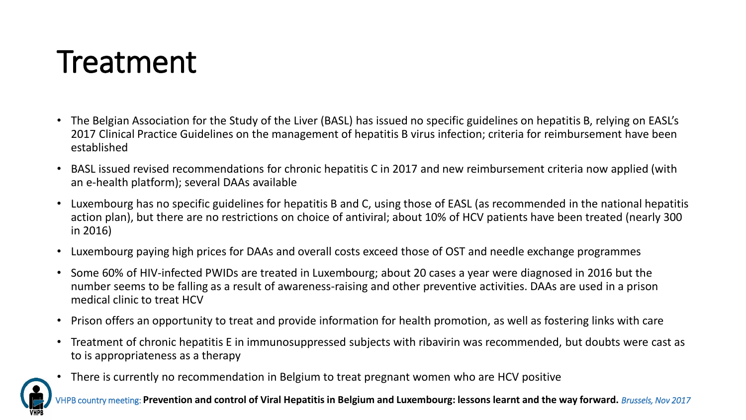# Treatment

- The Belgian Association for the Study of the Liver (BASL) has issued no specific guidelines on hepatitis B, relying on EASL's 2017 Clinical Practice Guidelines on the management of hepatitis B virus infection; criteria for reimbursement have been established
- BASL issued revised recommendations for chronic hepatitis C in 2017 and new reimbursement criteria now applied (with an e-health platform); several DAAs available
- Luxembourg has no specific guidelines for hepatitis B and C, using those of EASL (as recommended in the national hepatitis action plan), but there are no restrictions on choice of antiviral; about 10% of HCV patients have been treated (nearly 300 in 2016)
- Luxembourg paying high prices for DAAs and overall costs exceed those of OST and needle exchange programmes
- Some 60% of HIV-infected PWIDs are treated in Luxembourg; about 20 cases a year were diagnosed in 2016 but the number seems to be falling as a result of awareness-raising and other preventive activities. DAAs are used in a prison medical clinic to treat HCV
- Prison offers an opportunity to treat and provide information for health promotion, as well as fostering links with care
- Treatment of chronic hepatitis E in immunosuppressed subjects with ribavirin was recommended, but doubts were cast as to is appropriateness as a therapy
- There is currently no recommendation in Belgium to treat pregnant women who are HCV positive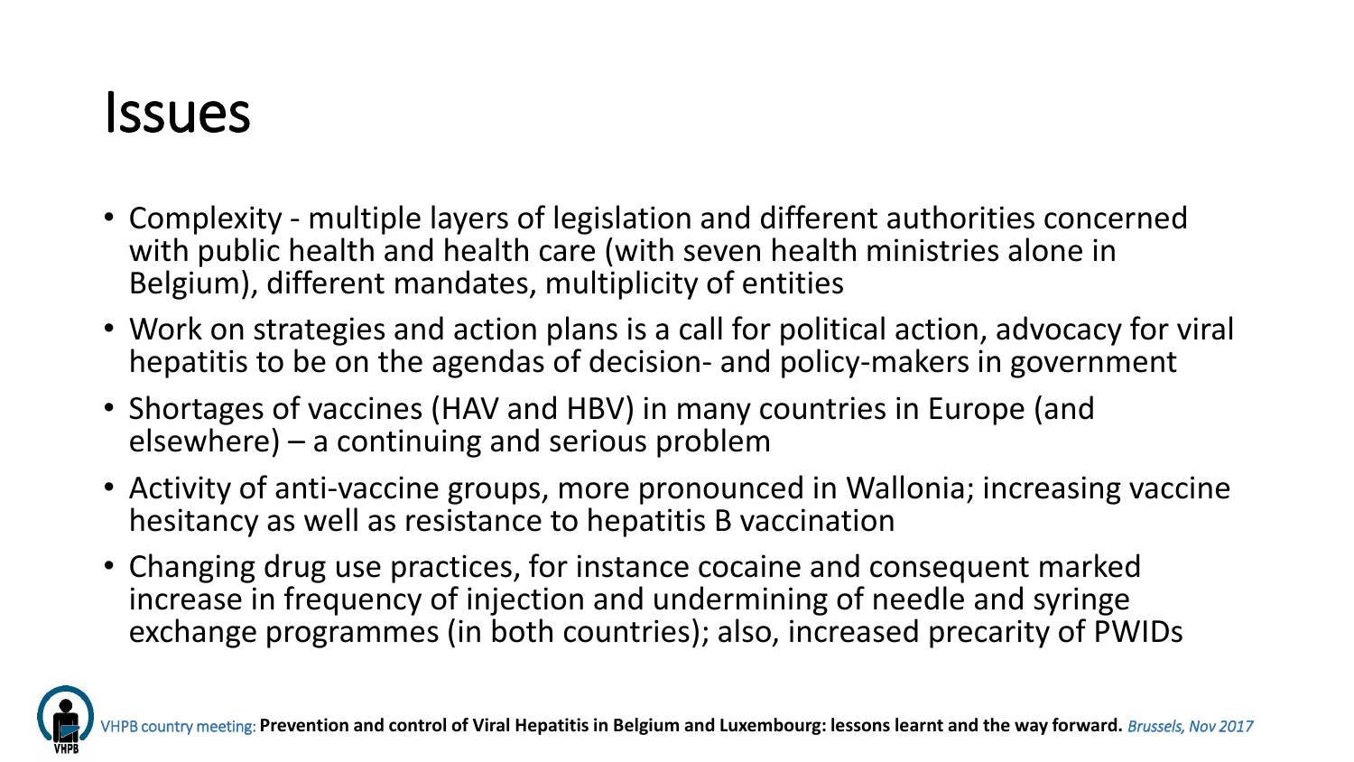# Issues

- Complexity - multiple layers of legislation and different authorities concerned with public health and health care (with seven health ministries alone in Belgium), different mandates, multiplicity of entities
- Work on strategies and action plans is a call for political action, advocacy for viral hepatitis to be on the agendas of decision- and policy-makers in government
- Shortages of vaccines (HAV and HBV) in many countries in Europe (and elsewhere) – a continuing and serious problem
- Activity of anti-vaccine groups, more pronounced in Wallonia; increasing vaccine hesitancy as well as resistance to hepatitis B vaccination
- Changing drug use practices, for instance cocaine and consequent marked increase in frequency of injection and undermining of needle and syringe exchange programmes (in both countries); also, increased precarity of PWIDs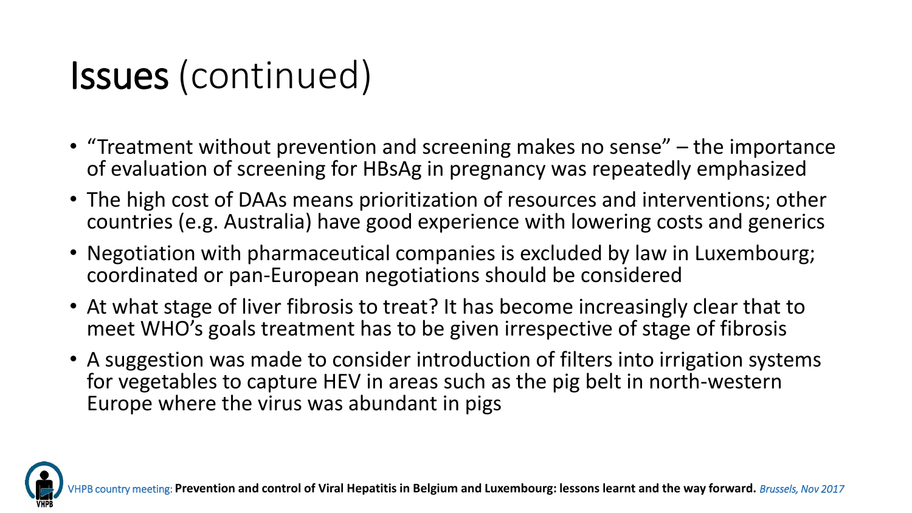# Issues (continued)

- "Treatment without prevention and screening makes no sense" – the importance of evaluation of screening for HBsAg in pregnancy was repeatedly emphasized
- The high cost of DAAs means prioritization of resources and interventions; other countries (e.g. Australia) have good experience with lowering costs and generics
- Negotiation with pharmaceutical companies is excluded by law in Luxembourg; coordinated or pan-European negotiations should be considered
- At what stage of liver fibrosis to treat? It has become increasingly clear that to meet WHO's goals treatment has to be given irrespective of stage of fibrosis
- A suggestion was made to consider introduction of filters into irrigation systems for vegetables to capture HEV in areas such as the pig belt in north-western Europe where the virus was abundant in pigs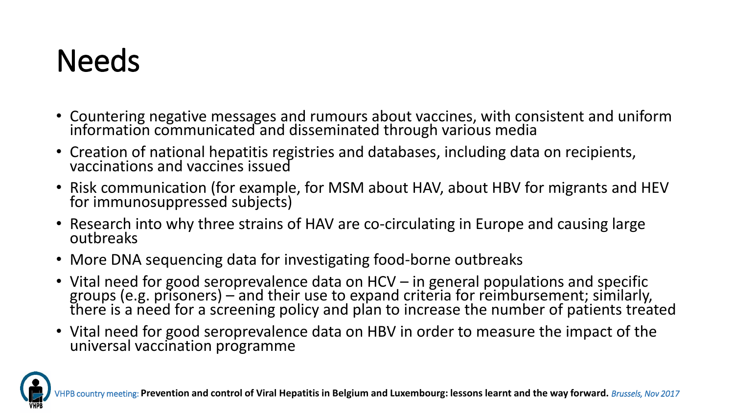# Needs

- Countering negative messages and rumours about vaccines, with consistent and uniform information communicated and disseminated through various media
- Creation of national hepatitis registries and databases, including data on recipients, vaccinations and vaccines issued
- Risk communication (for example, for MSM about HAV, about HBV for migrants and HEV for immunosuppressed subjects)
- Research into why three strains of HAV are co-circulating in Europe and causing large outbreaks
- More DNA sequencing data for investigating food-borne outbreaks
- Vital need for good seroprevalence data on HCV – in general populations and specific groups (e.g. prisoners) – and their use to expand criteria for reimbursement; similarly, there is a need for a screening policy and plan to increase the number of patients treated
- Vital need for good seroprevalence data on HBV in order to measure the impact of the universal vaccination programme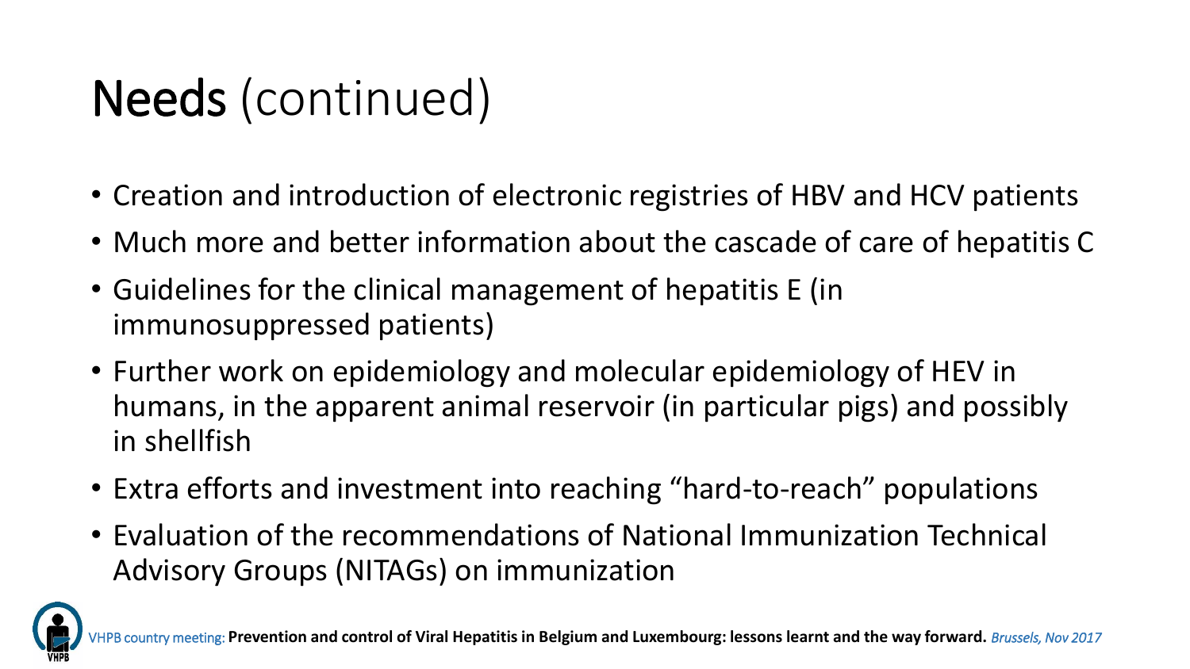# Needs (continued)

- Creation and introduction of electronic registries of HBV and HCV patients
- Much more and better information about the cascade of care of hepatitis C
- Guidelines for the clinical management of hepatitis E (in immunosuppressed patients)
- Further work on epidemiology and molecular epidemiology of HEV in humans, in the apparent animal reservoir (in particular pigs) and possibly in shellfish
- Extra efforts and investment into reaching “hard-to-reach” populations
- Evaluation of the recommendations of National Immunization Technical Advisory Groups (NITAGs) on immunization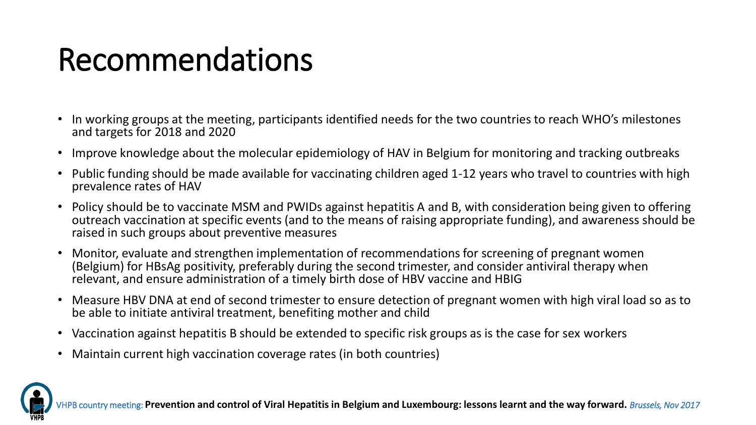# Recommendations

- In working groups at the meeting, participants identified needs for the two countries to reach WHO's milestones and targets for 2018 and 2020
- Improve knowledge about the molecular epidemiology of HAV in Belgium for monitoring and tracking outbreaks
- Public funding should be made available for vaccinating children aged 1-12 years who travel to countries with high prevalence rates of HAV
- Policy should be to vaccinate MSM and PWIDs against hepatitis A and B, with consideration being given to offering outreach vaccination at specific events (and to the means of raising appropriate funding), and awareness should be raised in such groups about preventive measures
- Monitor, evaluate and strengthen implementation of recommendations for screening of pregnant women (Belgium) for HBsAg positivity, preferably during the second trimester, and consider antiviral therapy when relevant, and ensure administration of a timely birth dose of HBV vaccine and HBIG
- Measure HBV DNA at end of second trimester to ensure detection of pregnant women with high viral load so as to be able to initiate antiviral treatment, benefiting mother and child
- Vaccination against hepatitis B should be extended to specific risk groups as is the case for sex workers
- Maintain current high vaccination coverage rates (in both countries)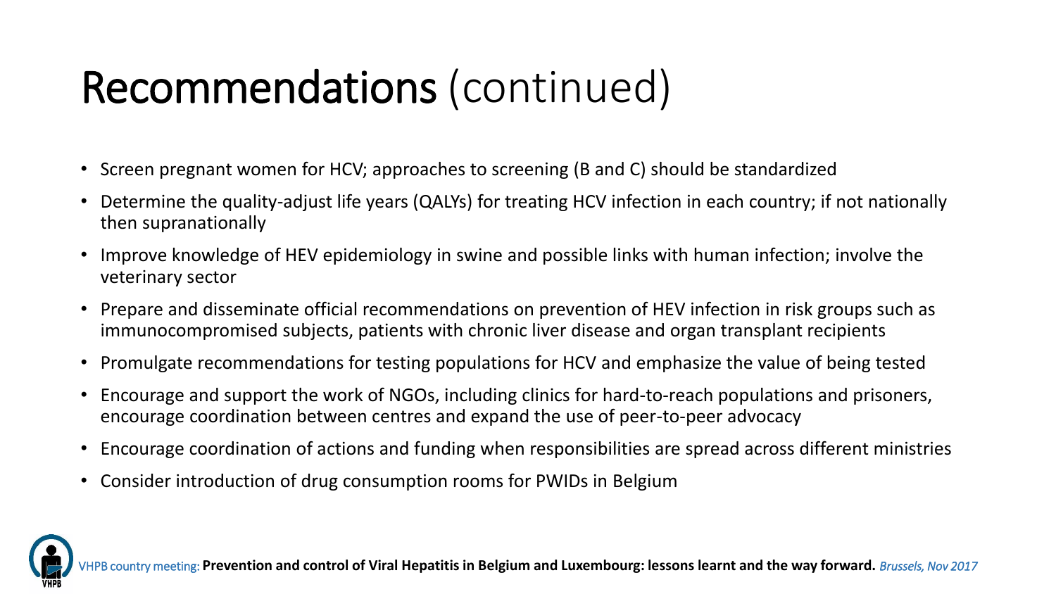# Recommendations (continued)

- Screen pregnant women for HCV; approaches to screening (B and C) should be standardized
- Determine the quality-adjust life years (QALYs) for treating HCV infection in each country; if not nationally then supranationally
- Improve knowledge of HEV epidemiology in swine and possible links with human infection; involve the veterinary sector
- Prepare and disseminate official recommendations on prevention of HEV infection in risk groups such as immunocompromised subjects, patients with chronic liver disease and organ transplant recipients
- Promulgate recommendations for testing populations for HCV and emphasize the value of being tested
- Encourage and support the work of NGOs, including clinics for hard-to-reach populations and prisoners, encourage coordination between centres and expand the use of peer-to-peer advocacy
- Encourage coordination of actions and funding when responsibilities are spread across different ministries
- Consider introduction of drug consumption rooms for PWIDs in Belgium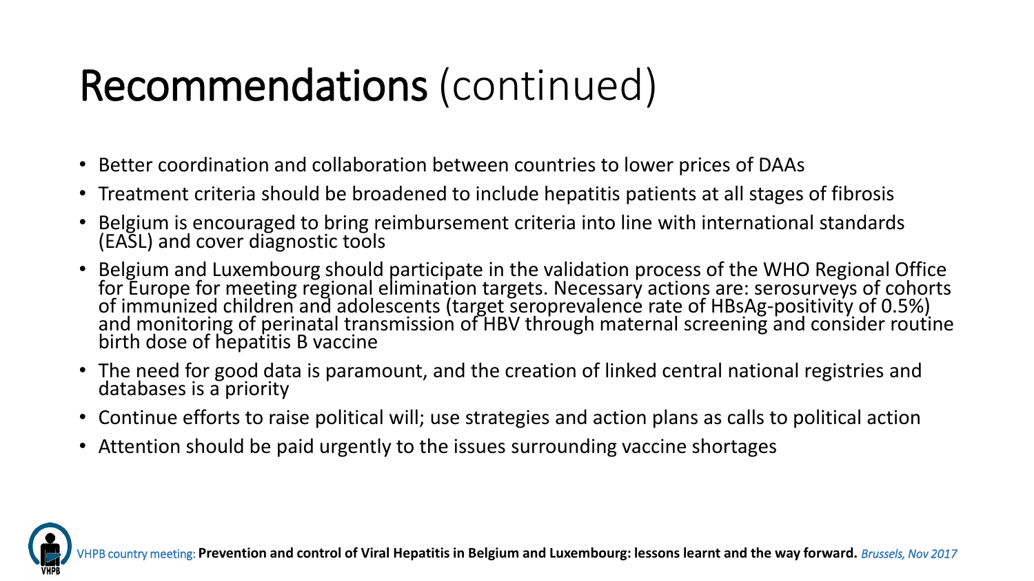# Recommendations (continued)

- Better coordination and collaboration between countries to lower prices of DAAs
- Treatment criteria should be broadened to include hepatitis patients at all stages of fibrosis
- Belgium is encouraged to bring reimbursement criteria into line with international standards (EASL) and cover diagnostic tools
- Belgium and Luxembourg should participate in the validation process of the WHO Regional Office for Europe for meeting regional elimination targets. Necessary actions are: serosurveys of cohorts of immunized children and adolescents (target seroprevalence rate of HBsAg-positivity of 0.5%) and monitoring of perinatal transmission of HBV through maternal screening and consider routine birth dose of hepatitis B vaccine
- The need for good data is paramount, and the creation of linked central national registries and databases is a priority
- Continue efforts to raise political will; use strategies and action plans as calls to political action
- Attention should be paid urgently to the issues surrounding vaccine shortages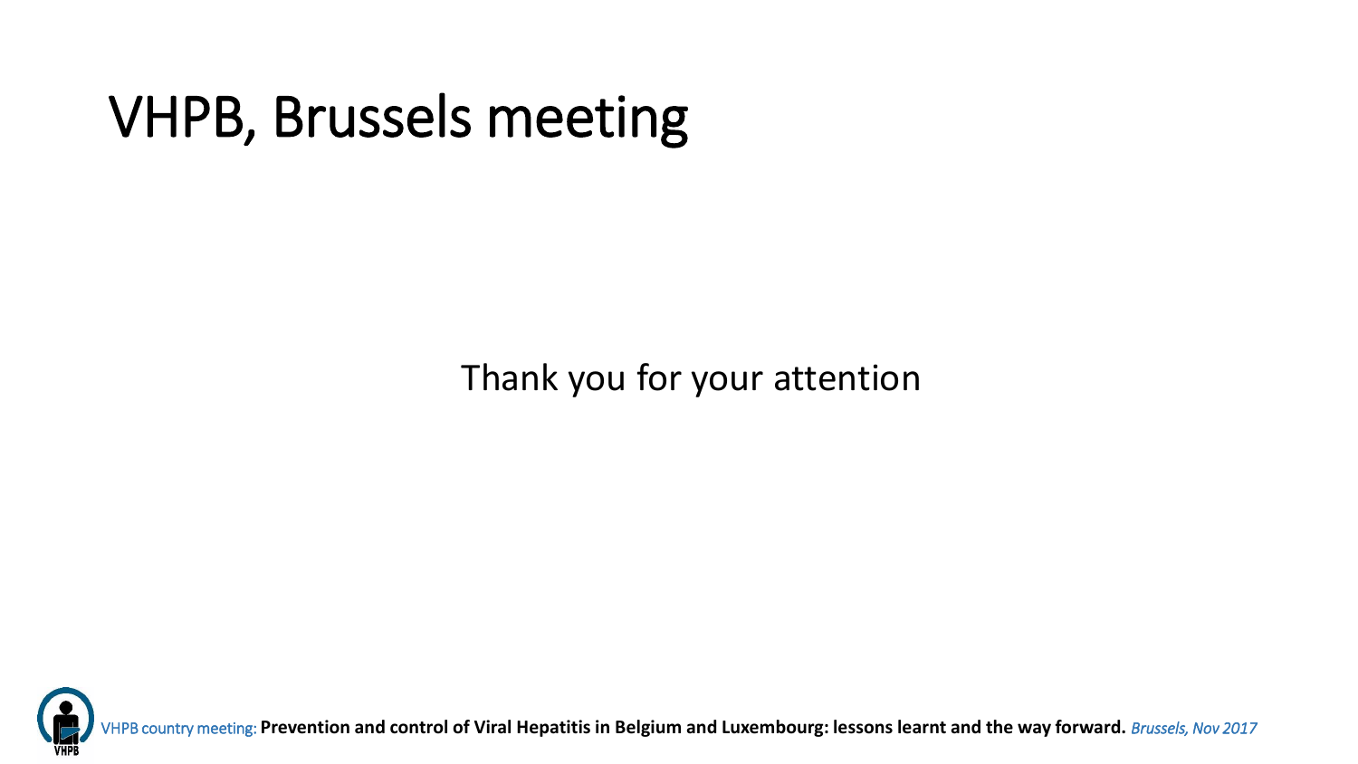# VHPB, Brussels meeting

Thank you for your attention